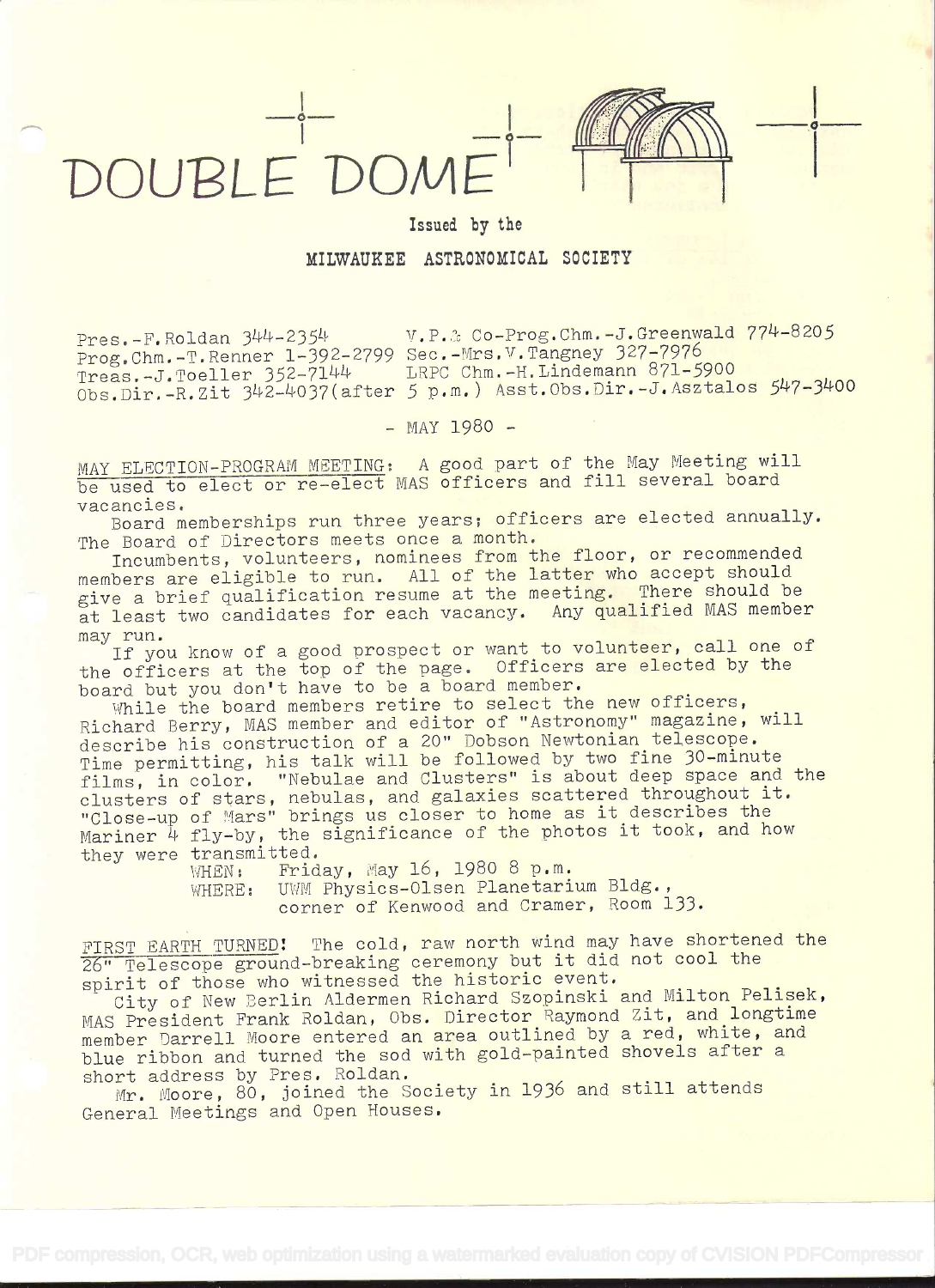# DOUBLE DOME

Issued by the

MILWAUKEE ASTRONOMICAL SOCIETY

Pres.-F.Roldan 344-2354 V.P.& Co-Prog.Chm.-J.Greenwald 774-8205
Prog.Chm.-T.Renner 1-392-2799 Sec.-Mrs.V.Tangney 327-7976
Treas.-J.Toeller 352-7144 LRPC Chm.-H.Lindemann 871-5900
Obs.Dir.-R.Zit 342-4037(after 5 p.m.) Asst.Obs.Dir.-J.Asztalos 547-3400

- MAY 1980 -

MAY ELECTION-PROGRAM MEETING: A good part of the May Meeting will be used to elect or re-elect MAS officers and fill several board vacancies.

Board memberships run three years; officers are elected annually. The Board of Directors meets once a month.

Incumbents, volunteers, nominees from the floor, or recommended members are eligible to run. All of the latter who accept should give a brief qualification resume at the meeting. There should be at least two candidates for each vacancy. Any qualified MAS member may run.

If you know of a good prospect or want to volunteer, call one of the officers at the top of the page. Officers are elected by the board but you don't have to be a board member.

While the board members retire to select the new officers, Richard Berry, MAS member and editor of "Astronomy" magazine, will describe his construction of a 20" Dobson Newtonian telescope. Time permitting, his talk will be followed by two fine 30-minute films, in color. "Nebulae and Clusters" is about deep space and the clusters of stars, nebulas, and galaxies scattered throughout it. "Close-up of Mars" brings us closer to home as it describes the Mariner 4 fly-by, the significance of the photos it took, and how they were transmitted.

WHEN: Friday, May 16, 1980 8 p.m.
WHERE: UWM Physics-Olsen Planetarium Bldg., corner of Kenwood and Cramer, Room 133.

FIRST EARTH TURNED! The cold, raw north wind may have shortened the 26" Telescope ground-breaking ceremony but it did not cool the spirit of those who witnessed the historic event.

City of New Berlin Aldermen Richard Szopinski and Milton Pelisek, MAS President Frank Roldan, Obs. Director Raymond Zit, and longtime member Darrell Moore entered an area outlined by a red, white, and blue ribbon and turned the sod with gold-painted shovels after a short address by Pres. Roldan.

Mr. Moore, 80, joined the Society in 1936 and still attends General Meetings and Open Houses.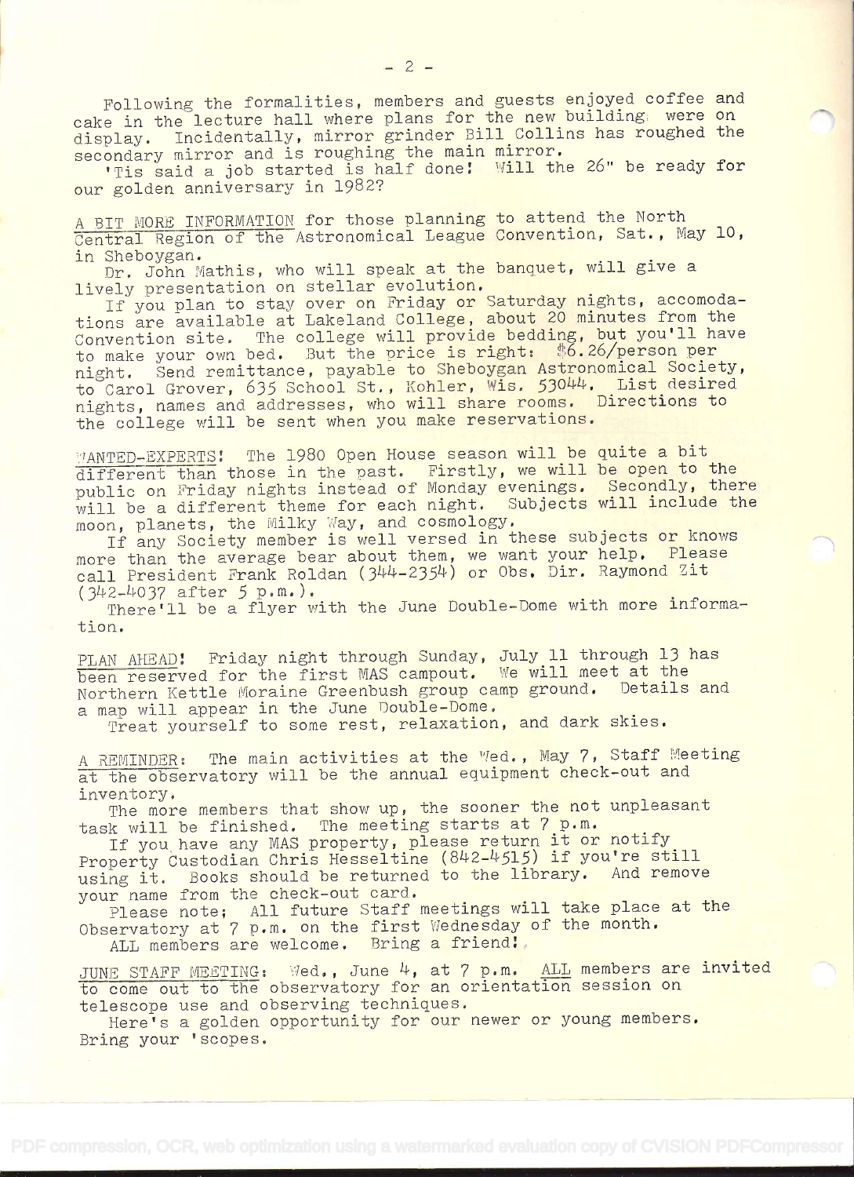Following the formalities, members and guests enjoyed coffee and cake in the lecture hall where plans for the new building were on display. Incidentally, mirror grinder Bill Collins has roughed the secondary mirror and is roughing the main mirror.

'Tis said a job started is half done! Will the 26" be ready for our golden anniversary in 1982?

<u>A BIT MORE INFORMATION</u> for those planning to attend the North Central Region of the Astronomical League Convention, Sat., May 10, in Sheboygan.

Dr. John Mathis, who will speak at the banquet, will give a lively presentation on stellar evolution.

If you plan to stay over on Friday or Saturday nights, accomodations are available at Lakeland College, about 20 minutes from the Convention site. The college will provide bedding, but you'll have to make your own bed. But the price is right: $6.26/person per night. Send remittance, payable to Sheboygan Astronomical Society, to Carol Grover, 635 School St., Kohler, Wis. 53044. List desired nights, names and addresses, who will share rooms. Directions to the college will be sent when you make reservations.

<u>WANTED-EXPERTS!</u> The 1980 Open House season will be quite a bit different than those in the past. Firstly, we will be open to the public on Friday nights instead of Monday evenings. Secondly, there will be a different theme for each night. Subjects will include the moon, planets, the Milky Way, and cosmology.

If any Society member is well versed in these subjects or knows more than the average bear about them, we want your help. Please call President Frank Roldan (344-2354) or Obs. Dir. Raymond Zit (342-4037 after 5 p.m.).

There'll be a flyer with the June Double-Dome with more information.

<u>PLAN AHEAD!</u> Friday night through Sunday, July 11 through 13 has been reserved for the first MAS campout. We will meet at the Northern Kettle Moraine Greenbush group camp ground. Details and a map will appear in the June Double-Dome.

Treat yourself to some rest, relaxation, and dark skies.

<u>A REMINDER:</u> The main activities at the Wed., May 7, Staff Meeting at the observatory will be the annual equipment check-out and inventory.

The more members that show up, the sooner the not unpleasant task will be finished. The meeting starts at 7 p.m.

If you have any MAS property, please return it or notify Property Custodian Chris Hesseltine (842-4515) if you're still using it. Books should be returned to the library. And remove your name from the check-out card.

Please note; All future Staff meetings will take place at the Observatory at 7 p.m. on the first Wednesday of the month.

ALL members are welcome. Bring a friend!

<u>JUNE STAFF MEETING:</u> Wed., June 4, at 7 p.m. <u>ALL</u> members are invited to come out to the observatory for an orientation session on telescope use and observing techniques.

Here's a golden opportunity for our newer or young members. Bring your 'scopes.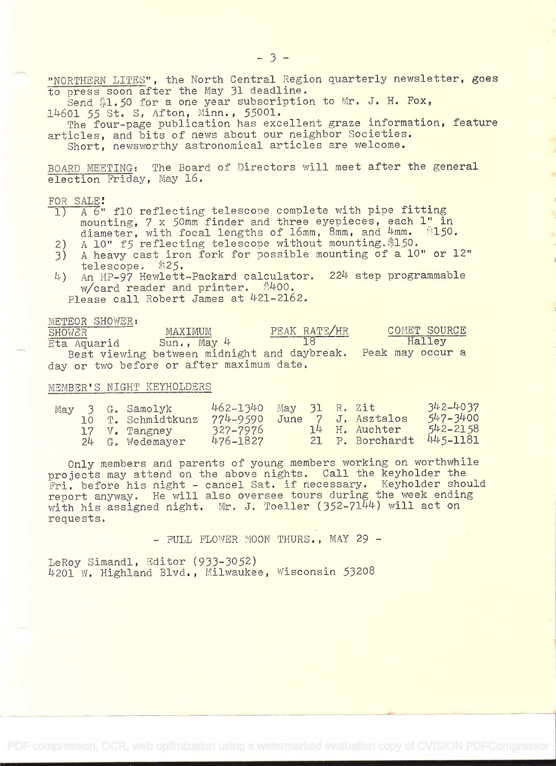"NORTHERN LITES", the North Central Region quarterly newsletter, goes to press soon after the May 31 deadline.

Send $1.50 for a one year subscription to Mr. J. H. Fox, 14601 55 St. S, Afton, Minn., 55001.

The four-page publication has excellent graze information, feature articles, and bits of news about our neighbor Societies.

Short, newsworthy astronomical articles are welcome.

BOARD MEETING: The Board of Directors will meet after the general election Friday, May 16.

FOR SALE!

1) A 6" f10 reflecting telescope complete with pipe fitting mounting, 7 x 50mm finder and three eyepieces, each 1" in diameter, with focal lengths of 16mm, 8mm, and 4mm. $150.
2) A 10" f5 reflecting telescope without mounting. $150.
3) A heavy cast iron fork for possible mounting of a 10" or 12" telescope. $25.
4) An HP-97 Hewlett-Packard calculator. 224 step programmable w/card reader and printer. $400.

Please call Robert James at 421-2162.

METEOR SHOWER:

| SHOWER | MAXIMUM | PEAK RATE/HR | COMET SOURCE |
|---|---|---|---|
| Eta Aquarid | Sun., May 4 | 18 | Halley |

Best viewing between midnight and daybreak. Peak may occur a day or two before or after maximum date.

MEMBER'S NIGHT KEYHOLDERS

| | | | | | | | |
|---|---|---|---|---|---|---|---|
| May | 3 | G. Samolyk | 462-1340 | May | 31 | R. Zit | 342-4037 |
| | 10 | T. Schmidtkunz | 774-9590 | June | 7 | J. Asztalos | 547-3400 |
| | 17 | V. Tangney | 327-7976 | | 14 | H. Auchter | 542-2158 |
| | 24 | G. Wedemayer | 476-1827 | | 21 | P. Borchardt | 445-1181 |

Only members and parents of young members working on worthwhile projects may attend on the above nights. Call the keyholder the Fri. before his night - cancel Sat. if necessary. Keyholder should report anyway. He will also oversee tours during the week ending with his assigned night. Mr. J. Toeller (352-7144) will act on requests.

- FULL FLOWER MOON THURS., MAY 29 -

LeRoy Simandl, Editor (933-3052)
4201 W. Highland Blvd., Milwaukee, Wisconsin 53208